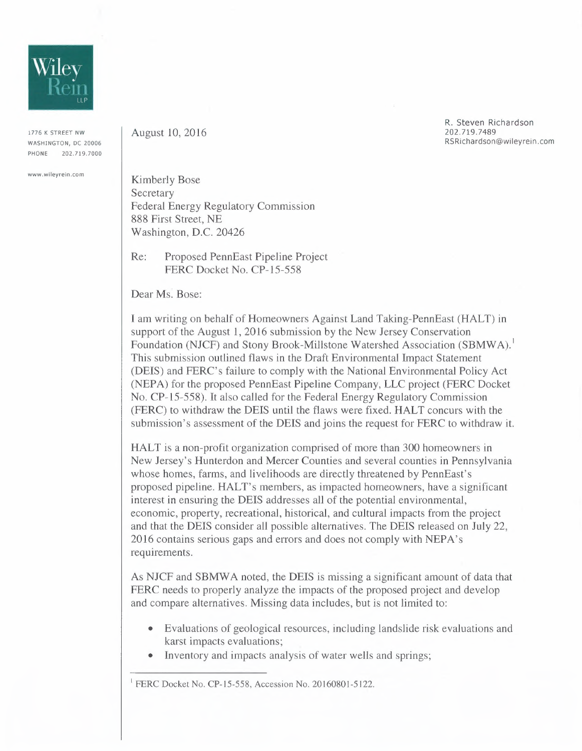Wiley Rein LLP

1776 K STREET NW
WASHINGTON, DC 20006
PHONE 202.719.7000

www.wileyrein.com

August 10, 2016

R. Steven Richardson
202.719.7489
RSRichardson@wileyrein.com

Kimberly Bose
Secretary
Federal Energy Regulatory Commission
888 First Street, NE
Washington, D.C. 20426

Re: Proposed PennEast Pipeline Project
FERC Docket No. CP-15-558

Dear Ms. Bose:

I am writing on behalf of Homeowners Against Land Taking-PennEast (HALT) in support of the August 1, 2016 submission by the New Jersey Conservation Foundation (NJCF) and Stony Brook-Millstone Watershed Association (SBMWA).[1] This submission outlined flaws in the Draft Environmental Impact Statement (DEIS) and FERC's failure to comply with the National Environmental Policy Act (NEPA) for the proposed PennEast Pipeline Company, LLC project (FERC Docket No. CP-15-558). It also called for the Federal Energy Regulatory Commission (FERC) to withdraw the DEIS until the flaws were fixed. HALT concurs with the submission's assessment of the DEIS and joins the request for FERC to withdraw it.

HALT is a non-profit organization comprised of more than 300 homeowners in New Jersey's Hunterdon and Mercer Counties and several counties in Pennsylvania whose homes, farms, and livelihoods are directly threatened by PennEast's proposed pipeline. HALT's members, as impacted homeowners, have a significant interest in ensuring the DEIS addresses all of the potential environmental, economic, property, recreational, historical, and cultural impacts from the project and that the DEIS consider all possible alternatives. The DEIS released on July 22, 2016 contains serious gaps and errors and does not comply with NEPA's requirements.

As NJCF and SBMWA noted, the DEIS is missing a significant amount of data that FERC needs to properly analyze the impacts of the proposed project and develop and compare alternatives. Missing data includes, but is not limited to:

- Evaluations of geological resources, including landslide risk evaluations and karst impacts evaluations;
- Inventory and impacts analysis of water wells and springs;

[1] FERC Docket No. CP-15-558, Accession No. 20160801-5122.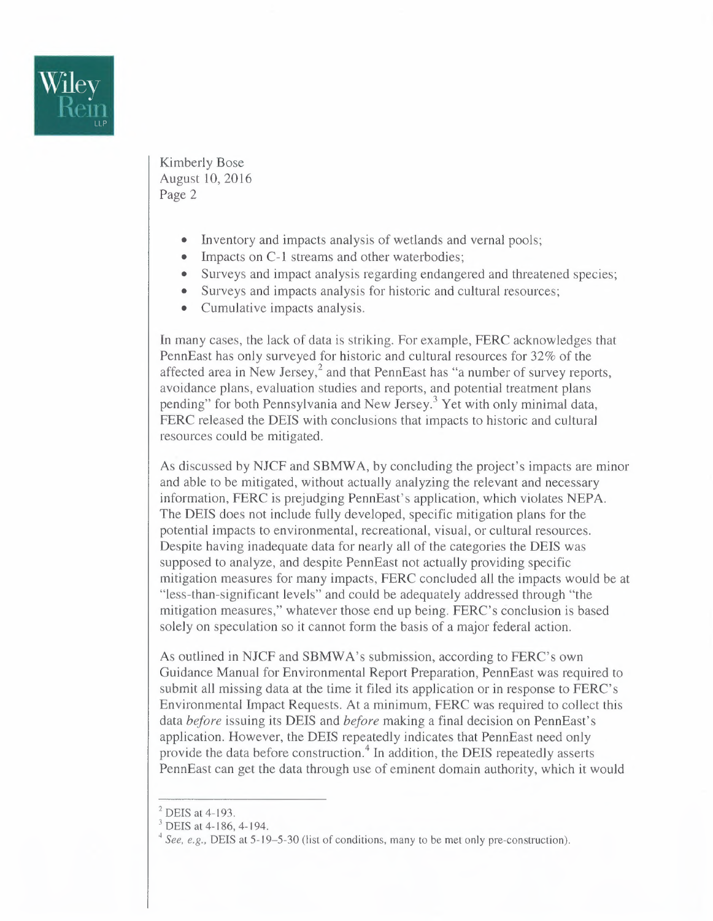- Inventory and impacts analysis of wetlands and vernal pools;
- Impacts on C-1 streams and other waterbodies;
- Surveys and impact analysis regarding endangered and threatened species;
- Surveys and impacts analysis for historic and cultural resources;
- Cumulative impacts analysis.

In many cases, the lack of data is striking. For example, FERC acknowledges that PennEast has only surveyed for historic and cultural resources for 32% of the affected area in New Jersey,[2] and that PennEast has "a number of survey reports, avoidance plans, evaluation studies and reports, and potential treatment plans pending" for both Pennsylvania and New Jersey.[3] Yet with only minimal data, FERC released the DEIS with conclusions that impacts to historic and cultural resources could be mitigated.

As discussed by NJCF and SBMWA, by concluding the project's impacts are minor and able to be mitigated, without actually analyzing the relevant and necessary information, FERC is prejudging PennEast's application, which violates NEPA. The DEIS does not include fully developed, specific mitigation plans for the potential impacts to environmental, recreational, visual, or cultural resources. Despite having inadequate data for nearly all of the categories the DEIS was supposed to analyze, and despite PennEast not actually providing specific mitigation measures for many impacts, FERC concluded all the impacts would be at "less-than-significant levels" and could be adequately addressed through "the mitigation measures," whatever those end up being. FERC's conclusion is based solely on speculation so it cannot form the basis of a major federal action.

As outlined in NJCF and SBMWA's submission, according to FERC's own Guidance Manual for Environmental Report Preparation, PennEast was required to submit all missing data at the time it filed its application or in response to FERC's Environmental Impact Requests. At a minimum, FERC was required to collect this data *before* issuing its DEIS and *before* making a final decision on PennEast's application. However, the DEIS repeatedly indicates that PennEast need only provide the data before construction.[4] In addition, the DEIS repeatedly asserts PennEast can get the data through use of eminent domain authority, which it would

---

[2] DEIS at 4-193.

[3] DEIS at 4-186, 4-194.

[4] *See, e.g.,* DEIS at 5-19–5-30 (list of conditions, many to be met only pre-construction).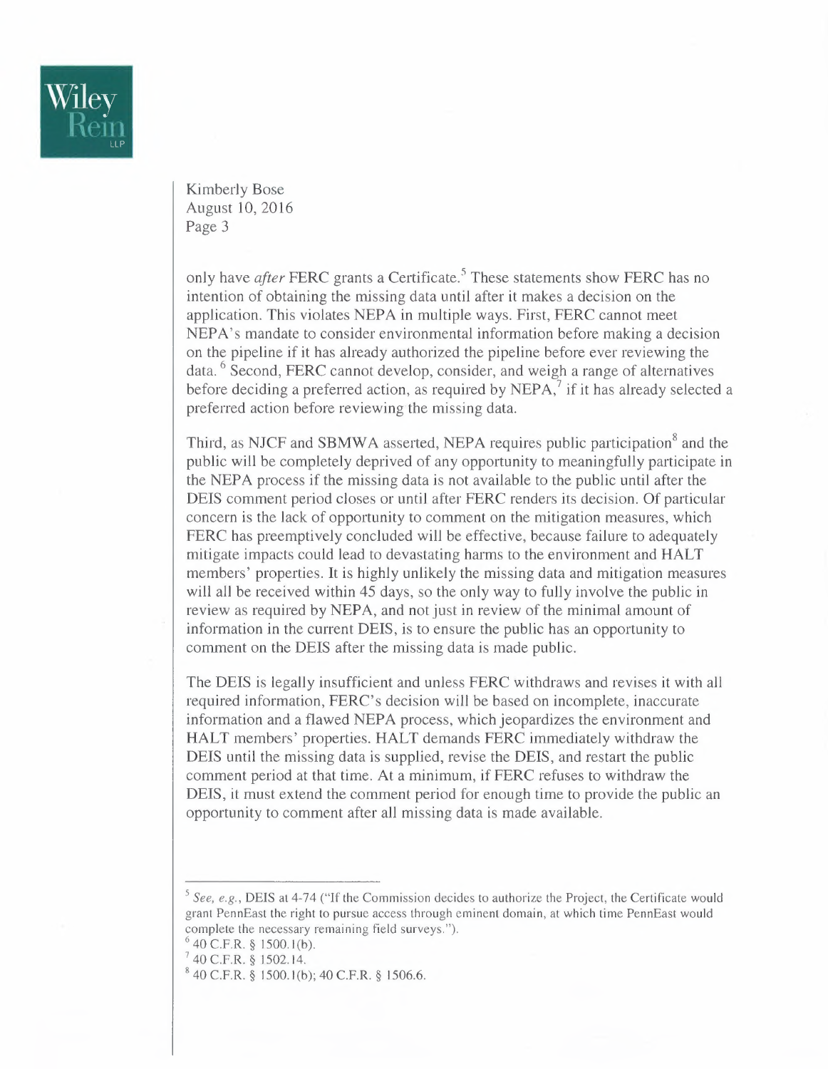only have *after* FERC grants a Certificate.[5] These statements show FERC has no intention of obtaining the missing data until after it makes a decision on the application. This violates NEPA in multiple ways. First, FERC cannot meet NEPA's mandate to consider environmental information before making a decision on the pipeline if it has already authorized the pipeline before ever reviewing the data.[6] Second, FERC cannot develop, consider, and weigh a range of alternatives before deciding a preferred action, as required by NEPA,[7] if it has already selected a preferred action before reviewing the missing data.

Third, as NJCF and SBMWA asserted, NEPA requires public participation[8] and the public will be completely deprived of any opportunity to meaningfully participate in the NEPA process if the missing data is not available to the public until after the DEIS comment period closes or until after FERC renders its decision. Of particular concern is the lack of opportunity to comment on the mitigation measures, which FERC has preemptively concluded will be effective, because failure to adequately mitigate impacts could lead to devastating harms to the environment and HALT members' properties. It is highly unlikely the missing data and mitigation measures will all be received within 45 days, so the only way to fully involve the public in review as required by NEPA, and not just in review of the minimal amount of information in the current DEIS, is to ensure the public has an opportunity to comment on the DEIS after the missing data is made public.

The DEIS is legally insufficient and unless FERC withdraws and revises it with all required information, FERC's decision will be based on incomplete, inaccurate information and a flawed NEPA process, which jeopardizes the environment and HALT members' properties. HALT demands FERC immediately withdraw the DEIS until the missing data is supplied, revise the DEIS, and restart the public comment period at that time. At a minimum, if FERC refuses to withdraw the DEIS, it must extend the comment period for enough time to provide the public an opportunity to comment after all missing data is made available.

---

[5] *See, e.g.*, DEIS at 4-74 ("If the Commission decides to authorize the Project, the Certificate would grant PennEast the right to pursue access through eminent domain, at which time PennEast would complete the necessary remaining field surveys.").

[6] 40 C.F.R. § 1500.1(b).

[7] 40 C.F.R. § 1502.14.

[8] 40 C.F.R. § 1500.1(b); 40 C.F.R. § 1506.6.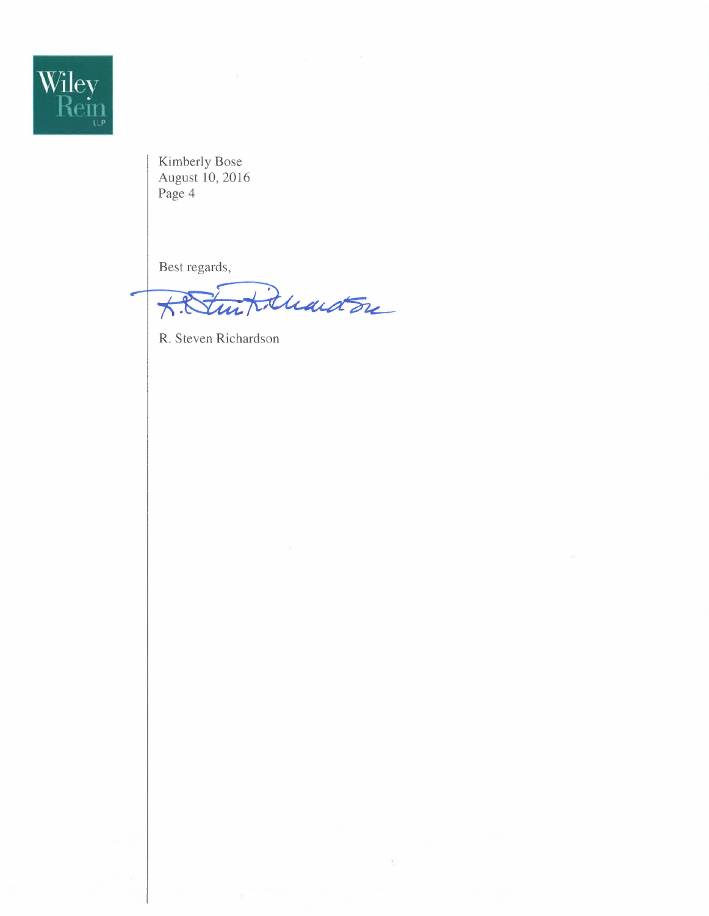Kimberly Bose
August 10, 2016
Page 4

Best regards,

R. Steven Richardson